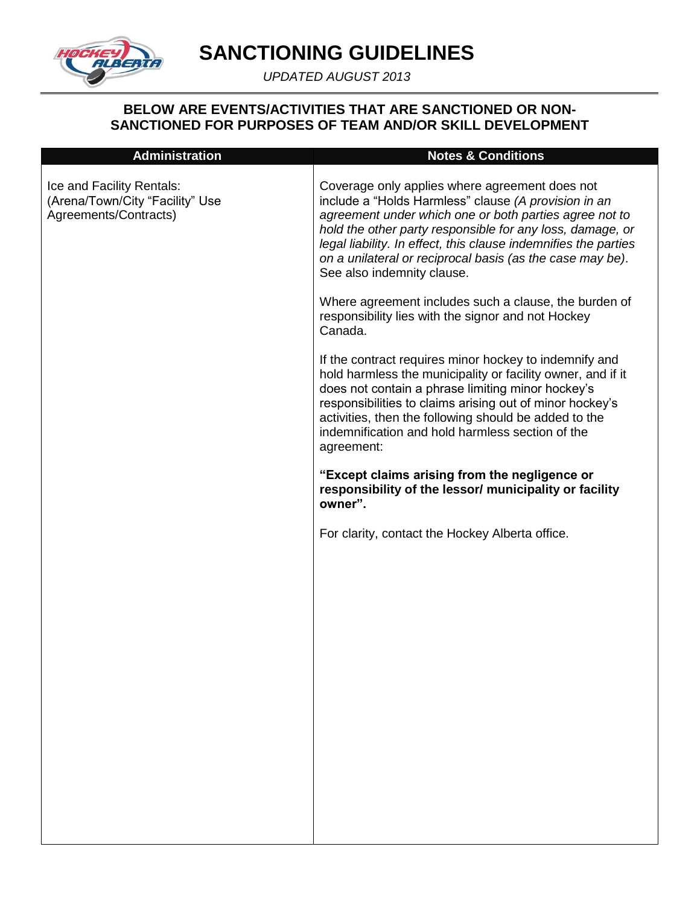# SANCTIONING GUIDELINES

*UPDATED AUGUST 2013*

## BELOW ARE EVENTS/ACTIVITIES THAT ARE SANCTIONED OR NON-SANCTIONED FOR PURPOSES OF TEAM AND/OR SKILL DEVELOPMENT

| Administration | Notes & Conditions |
|---|---|
| Ice and Facility Rentals: (Arena/Town/City "Facility" Use Agreements/Contracts) | Coverage only applies where agreement does not include a "Holds Harmless" clause *(A provision in an agreement under which one or both parties agree not to hold the other party responsible for any loss, damage, or legal liability. In effect, this clause indemnifies the parties on a unilateral or reciprocal basis (as the case may be)*. See also indemnity clause.<br><br>Where agreement includes such a clause, the burden of responsibility lies with the signor and not Hockey Canada.<br><br>If the contract requires minor hockey to indemnify and hold harmless the municipality or facility owner, and if it does not contain a phrase limiting minor hockey's responsibilities to claims arising out of minor hockey's activities, then the following should be added to the indemnification and hold harmless section of the agreement:<br><br>**"Except claims arising from the negligence or responsibility of the lessor/ municipality or facility owner".**<br><br>For clarity, contact the Hockey Alberta office. |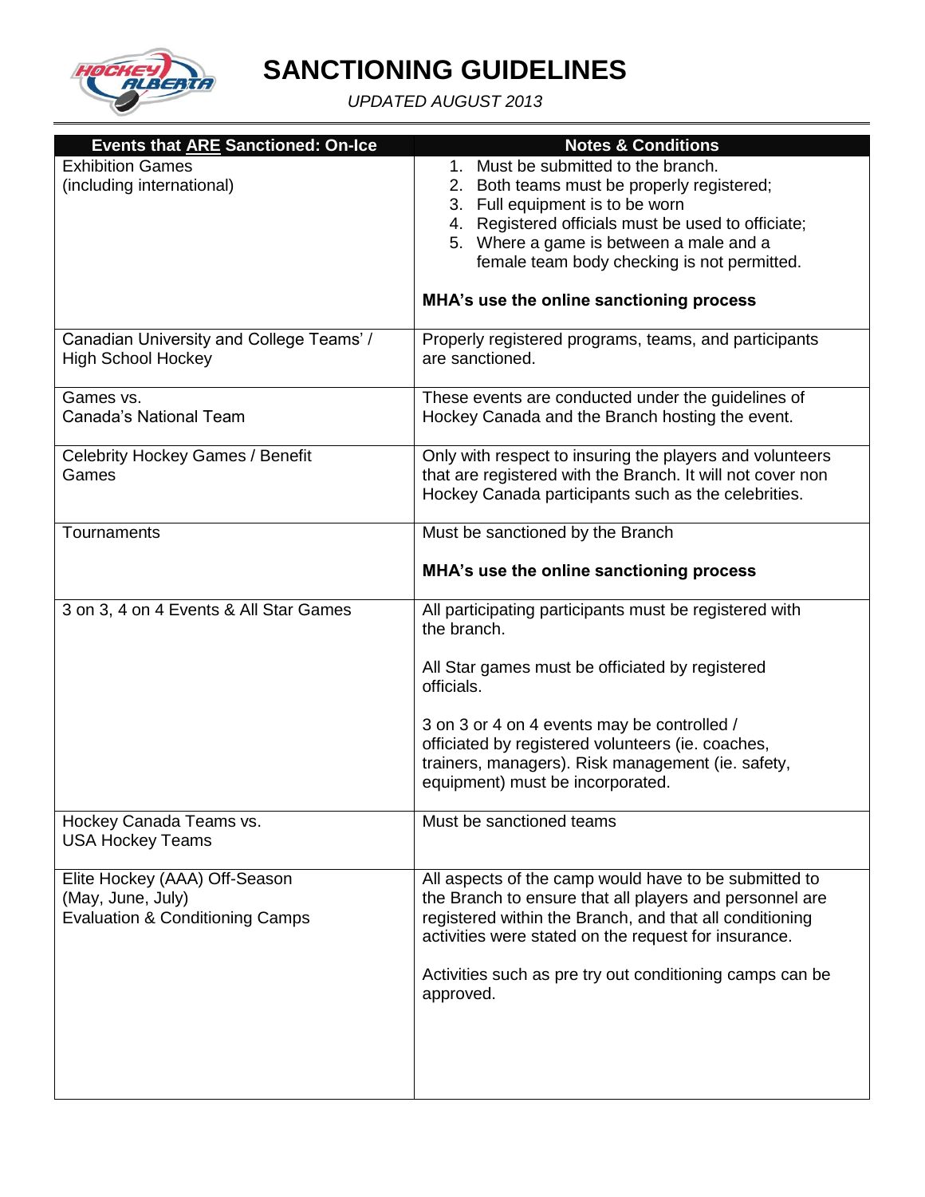# SANCTIONING GUIDELINES

*UPDATED AUGUST 2013*

| Events that ARE Sanctioned: On-Ice | Notes & Conditions |
|---|---|
| Exhibition Games (including international) | 1. Must be submitted to the branch. 2. Both teams must be properly registered; 3. Full equipment is to be worn 4. Registered officials must be used to officiate; 5. Where a game is between a male and a female team body checking is not permitted. **MHA's use the online sanctioning process** |
| Canadian University and College Teams' / High School Hockey | Properly registered programs, teams, and participants are sanctioned. |
| Games vs. Canada's National Team | These events are conducted under the guidelines of Hockey Canada and the Branch hosting the event. |
| Celebrity Hockey Games / Benefit Games | Only with respect to insuring the players and volunteers that are registered with the Branch. It will not cover non Hockey Canada participants such as the celebrities. |
| Tournaments | Must be sanctioned by the Branch **MHA's use the online sanctioning process** |
| 3 on 3, 4 on 4 Events & All Star Games | All participating participants must be registered with the branch. All Star games must be officiated by registered officials. 3 on 3 or 4 on 4 events may be controlled / officiated by registered volunteers (ie. coaches, trainers, managers). Risk management (ie. safety, equipment) must be incorporated. |
| Hockey Canada Teams vs. USA Hockey Teams | Must be sanctioned teams |
| Elite Hockey (AAA) Off-Season (May, June, July) Evaluation & Conditioning Camps | All aspects of the camp would have to be submitted to the Branch to ensure that all players and personnel are registered within the Branch, and that all conditioning activities were stated on the request for insurance. Activities such as pre try out conditioning camps can be approved. |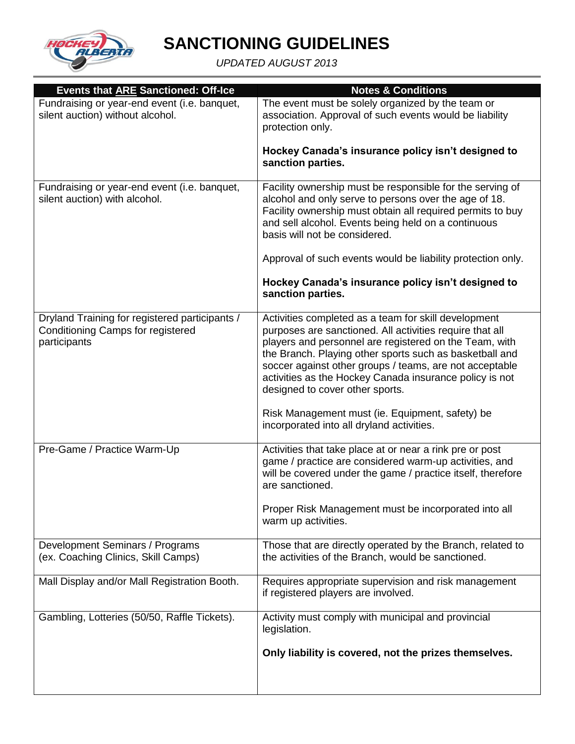# SANCTIONING GUIDELINES

*UPDATED AUGUST 2013*

| Events that <u>ARE</u> Sanctioned: Off-Ice | Notes & Conditions |
|---|---|
| Fundraising or year-end event (i.e. banquet, silent auction) without alcohol. | The event must be solely organized by the team or association. Approval of such events would be liability protection only.<br><br>**Hockey Canada's insurance policy isn't designed to sanction parties.** |
| Fundraising or year-end event (i.e. banquet, silent auction) with alcohol. | Facility ownership must be responsible for the serving of alcohol and only serve to persons over the age of 18. Facility ownership must obtain all required permits to buy and sell alcohol. Events being held on a continuous basis will not be considered.<br><br>Approval of such events would be liability protection only.<br><br>**Hockey Canada's insurance policy isn't designed to sanction parties.** |
| Dryland Training for registered participants / Conditioning Camps for registered participants | Activities completed as a team for skill development purposes are sanctioned. All activities require that all players and personnel are registered on the Team, with the Branch. Playing other sports such as basketball and soccer against other groups / teams, are not acceptable activities as the Hockey Canada insurance policy is not designed to cover other sports.<br><br>Risk Management must (ie. Equipment, safety) be incorporated into all dryland activities. |
| Pre-Game / Practice Warm-Up | Activities that take place at or near a rink pre or post game / practice are considered warm-up activities, and will be covered under the game / practice itself, therefore are sanctioned.<br><br>Proper Risk Management must be incorporated into all warm up activities. |
| Development Seminars / Programs (ex. Coaching Clinics, Skill Camps) | Those that are directly operated by the Branch, related to the activities of the Branch, would be sanctioned. |
| Mall Display and/or Mall Registration Booth. | Requires appropriate supervision and risk management if registered players are involved. |
| Gambling, Lotteries (50/50, Raffle Tickets). | Activity must comply with municipal and provincial legislation.<br><br>**Only liability is covered, not the prizes themselves.** |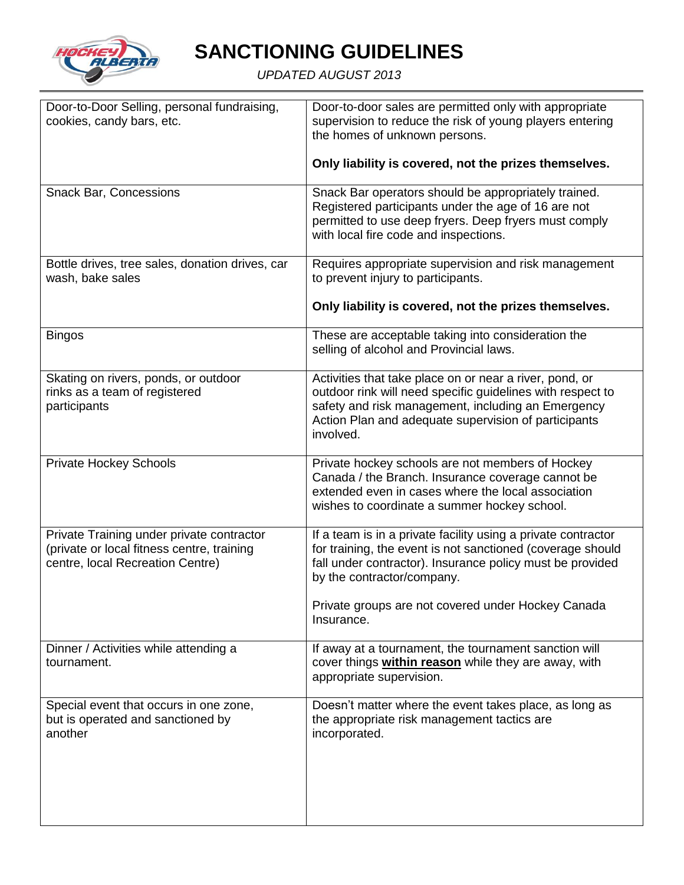# SANCTIONING GUIDELINES

*UPDATED AUGUST 2013*

| | |
|---|---|
| Door-to-Door Selling, personal fundraising, cookies, candy bars, etc. | Door-to-door sales are permitted only with appropriate supervision to reduce the risk of young players entering the homes of unknown persons.<br><br>**Only liability is covered, not the prizes themselves.** |
| Snack Bar, Concessions | Snack Bar operators should be appropriately trained. Registered participants under the age of 16 are not permitted to use deep fryers. Deep fryers must comply with local fire code and inspections. |
| Bottle drives, tree sales, donation drives, car wash, bake sales | Requires appropriate supervision and risk management to prevent injury to participants.<br><br>**Only liability is covered, not the prizes themselves.** |
| Bingos | These are acceptable taking into consideration the selling of alcohol and Provincial laws. |
| Skating on rivers, ponds, or outdoor rinks as a team of registered participants | Activities that take place on or near a river, pond, or outdoor rink will need specific guidelines with respect to safety and risk management, including an Emergency Action Plan and adequate supervision of participants involved. |
| Private Hockey Schools | Private hockey schools are not members of Hockey Canada / the Branch. Insurance coverage cannot be extended even in cases where the local association wishes to coordinate a summer hockey school. |
| Private Training under private contractor (private or local fitness centre, training centre, local Recreation Centre) | If a team is in a private facility using a private contractor for training, the event is not sanctioned (coverage should fall under contractor). Insurance policy must be provided by the contractor/company.<br><br>Private groups are not covered under Hockey Canada Insurance. |
| Dinner / Activities while attending a tournament. | If away at a tournament, the tournament sanction will cover things **within reason** while they are away, with appropriate supervision. |
| Special event that occurs in one zone, but is operated and sanctioned by another | Doesn't matter where the event takes place, as long as the appropriate risk management tactics are incorporated. |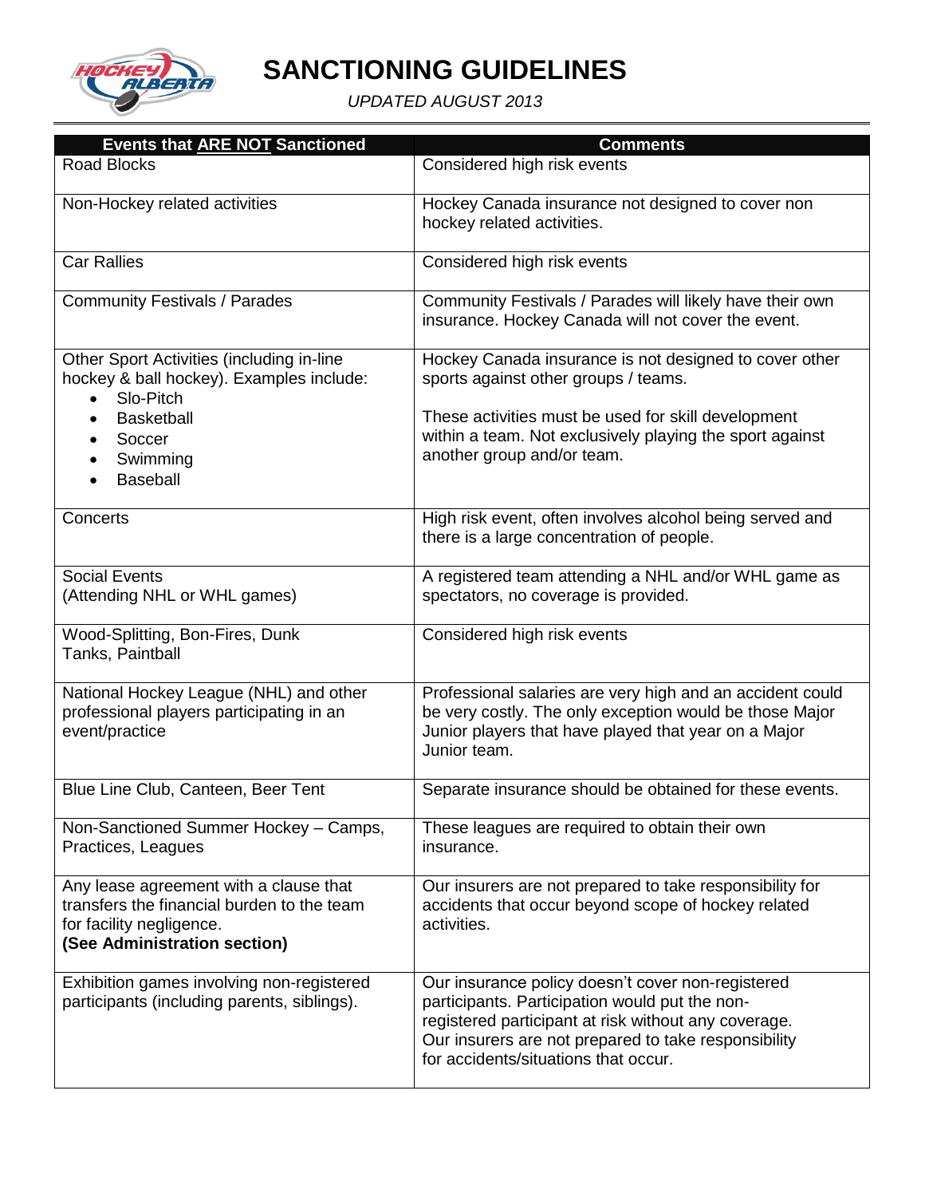# SANCTIONING GUIDELINES

*UPDATED AUGUST 2013*

| Events that ARE NOT Sanctioned | Comments |
| --- | --- |
| Road Blocks | Considered high risk events |
| Non-Hockey related activities | Hockey Canada insurance not designed to cover non hockey related activities. |
| Car Rallies | Considered high risk events |
| Community Festivals / Parades | Community Festivals / Parades will likely have their own insurance. Hockey Canada will not cover the event. |
| Other Sport Activities (including in-line hockey & ball hockey). Examples include: <br>• Slo-Pitch <br>• Basketball <br>• Soccer <br>• Swimming <br>• Baseball | Hockey Canada insurance is not designed to cover other sports against other groups / teams. <br><br>These activities must be used for skill development within a team. Not exclusively playing the sport against another group and/or team. |
| Concerts | High risk event, often involves alcohol being served and there is a large concentration of people. |
| Social Events (Attending NHL or WHL games) | A registered team attending a NHL and/or WHL game as spectators, no coverage is provided. |
| Wood-Splitting, Bon-Fires, Dunk Tanks, Paintball | Considered high risk events |
| National Hockey League (NHL) and other professional players participating in an event/practice | Professional salaries are very high and an accident could be very costly. The only exception would be those Major Junior players that have played that year on a Major Junior team. |
| Blue Line Club, Canteen, Beer Tent | Separate insurance should be obtained for these events. |
| Non-Sanctioned Summer Hockey – Camps, Practices, Leagues | These leagues are required to obtain their own insurance. |
| Any lease agreement with a clause that transfers the financial burden to the team for facility negligence. **(See Administration section)** | Our insurers are not prepared to take responsibility for accidents that occur beyond scope of hockey related activities. |
| Exhibition games involving non-registered participants (including parents, siblings). | Our insurance policy doesn't cover non-registered participants. Participation would put the non-registered participant at risk without any coverage. Our insurers are not prepared to take responsibility for accidents/situations that occur. |